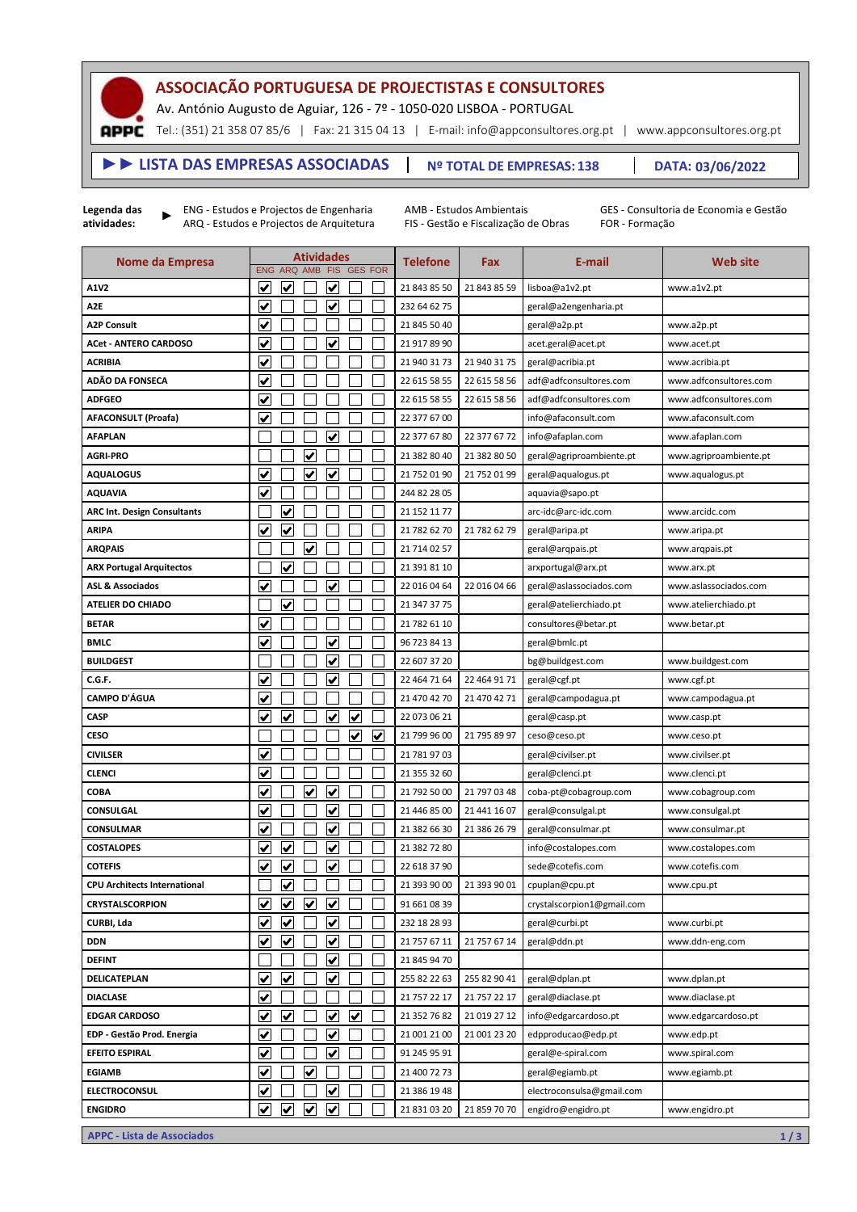# ASSOCIAÇÃO PORTUGUESA DE PROJECTISTAS E CONSULTORES

Av. António Augusto de Aguiar, 126 - 7º - 1050-020 LISBOA - PORTUGAL

APPC Tel.: (351) 21 358 07 85/6 | Fax: 21 315 04 13 | E-mail: info@appconsultores.org.pt | www.appconsultores.org.pt

## ▶▶ LISTA DAS EMPRESAS ASSOCIADAS | Nº TOTAL DE EMPRESAS: 138 | DATA: 03/06/2022

**Legenda das atividades:** ▶

- ENG - Estudos e Projectos de Engenharia
- ARQ - Estudos e Projectos de Arquitetura
- AMB - Estudos Ambientais
- FIS - Gestão e Fiscalização de Obras
- GES - Consultoria de Economia e Gestão
- FOR - Formação

| Nome da Empresa | Atividades | | | | | | Telefone | Fax | E-mail | Web site |
|---|---|---|---|---|---|---|---|---|---|---|
| | ENG | ARQ | AMB | FIS | GES | FOR | | | | |
| **A1V2** | ✔ | ✔ | | ✔ | | | 21 843 85 50 | 21 843 85 59 | lisboa@a1v2.pt | www.a1v2.pt |
| **A2E** | ✔ | | | ✔ | | | 232 64 62 75 | | geral@a2engenharia.pt | |
| **A2P Consult** | ✔ | | | | | | 21 845 50 40 | | geral@a2p.pt | www.a2p.pt |
| **ACet - ANTERO CARDOSO** | ✔ | | | ✔ | | | 21 917 89 90 | | acet.geral@acet.pt | www.acet.pt |
| **ACRIBIA** | ✔ | | | | | | 21 940 31 73 | 21 940 31 75 | geral@acribia.pt | www.acribia.pt |
| **ADÃO DA FONSECA** | ✔ | | | | | | 22 615 58 55 | 22 615 58 56 | adf@adfconsultores.com | www.adfconsultores.com |
| **ADFGEO** | ✔ | | | | | | 22 615 58 55 | 22 615 58 56 | adf@adfconsultores.com | www.adfconsultores.com |
| **AFACONSULT (Proafa)** | ✔ | | | | | | 22 377 67 00 | | info@afaconsult.com | www.afaconsult.com |
| **AFAPLAN** | | | | ✔ | | | 22 377 67 80 | 22 377 67 72 | info@afaplan.com | www.afaplan.com |
| **AGRI-PRO** | | | ✔ | | | | 21 382 80 40 | 21 382 80 50 | geral@agriproambiente.pt | www.agriproambiente.pt |
| **AQUALOGUS** | ✔ | | ✔ | ✔ | | | 21 752 01 90 | 21 752 01 99 | geral@aqualogus.pt | www.aqualogus.pt |
| **AQUAVIA** | ✔ | | | | | | 244 82 28 05 | | aquavia@sapo.pt | |
| **ARC Int. Design Consultants** | | ✔ | | | | | 21 152 11 77 | | arc-idc@arc-idc.com | www.arcidc.com |
| **ARIPA** | ✔ | ✔ | | | | | 21 782 62 70 | 21 782 62 79 | geral@aripa.pt | www.aripa.pt |
| **ARQPAIS** | | | ✔ | | | | 21 714 02 57 | | geral@arqpais.pt | www.arqpais.pt |
| **ARX Portugal Arquitectos** | | ✔ | | | | | 21 391 81 10 | | arxportugal@arx.pt | www.arx.pt |
| **ASL & Associados** | ✔ | | | ✔ | | | 22 016 04 64 | 22 016 04 66 | geral@aslassociados.com | www.aslassociados.com |
| **ATELIER DO CHIADO** | | ✔ | | | | | 21 347 37 75 | | geral@atelierchiado.pt | www.atelierchiado.pt |
| **BETAR** | ✔ | | | | | | 21 782 61 10 | | consultores@betar.pt | www.betar.pt |
| **BMLC** | ✔ | | | ✔ | | | 96 723 84 13 | | geral@bmlc.pt | |
| **BUILDGEST** | | | | ✔ | | | 22 607 37 20 | | bg@buildgest.com | www.buildgest.com |
| **C.G.F.** | ✔ | | | ✔ | | | 22 464 71 64 | 22 464 91 71 | geral@cgf.pt | www.cgf.pt |
| **CAMPO D'ÁGUA** | ✔ | | | | | | 21 470 42 70 | 21 470 42 71 | geral@campodagua.pt | www.campodagua.pt |
| **CASP** | ✔ | ✔ | | ✔ | ✔ | | 22 073 06 21 | | geral@casp.pt | www.casp.pt |
| **CESO** | | | | | ✔ | ✔ | 21 799 96 00 | 21 795 89 97 | ceso@ceso.pt | www.ceso.pt |
| **CIVILSER** | ✔ | | | | | | 21 781 97 03 | | geral@civilser.pt | www.civilser.pt |
| **CLENCI** | ✔ | | | | | | 21 355 32 60 | | geral@clenci.pt | www.clenci.pt |
| **COBA** | ✔ | | ✔ | ✔ | | | 21 792 50 00 | 21 797 03 48 | coba-pt@cobagroup.com | www.cobagroup.com |
| **CONSULGAL** | ✔ | | | ✔ | | | 21 446 85 00 | 21 441 16 07 | geral@consulgal.pt | www.consulgal.pt |
| **CONSULMAR** | ✔ | | | ✔ | | | 21 382 66 30 | 21 386 26 79 | geral@consulmar.pt | www.consulmar.pt |
| **COSTALOPES** | ✔ | ✔ | | ✔ | | | 21 382 72 80 | | info@costalopes.com | www.costalopes.com |
| **COTEFIS** | ✔ | ✔ | | ✔ | | | 22 618 37 90 | | sede@cotefis.com | www.cotefis.com |
| **CPU Architects International** | | ✔ | | | | | 21 393 90 00 | 21 393 90 01 | cpuplan@cpu.pt | www.cpu.pt |
| **CRYSTALSCORPION** | ✔ | ✔ | ✔ | ✔ | | | 91 661 08 39 | | crystalscorpion1@gmail.com | |
| **CURBI, Lda** | ✔ | ✔ | | ✔ | | | 232 18 28 93 | | geral@curbi.pt | www.curbi.pt |
| **DDN** | ✔ | ✔ | | ✔ | | | 21 757 67 11 | 21 757 67 14 | geral@ddn.pt | www.ddn-eng.com |
| **DEFINT** | | | | ✔ | | | 21 845 94 70 | | | |
| **DELICATEPLAN** | ✔ | ✔ | | ✔ | | | 255 82 22 63 | 255 82 90 41 | geral@dplan.pt | www.dplan.pt |
| **DIACLASE** | ✔ | | | | | | 21 757 22 17 | 21 757 22 17 | geral@diaclase.pt | www.diaclase.pt |
| **EDGAR CARDOSO** | ✔ | ✔ | | ✔ | ✔ | | 21 352 76 82 | 21 019 27 12 | info@edgarcardoso.pt | www.edgarcardoso.pt |
| **EDP - Gestão Prod. Energia** | ✔ | | | ✔ | | | 21 001 21 00 | 21 001 23 20 | edpproducao@edp.pt | www.edp.pt |
| **EFEITO ESPIRAL** | ✔ | | | ✔ | | | 91 245 95 91 | | geral@e-spiral.com | www.spiral.com |
| **EGIAMB** | ✔ | | ✔ | | | | 21 400 72 73 | | geral@egiamb.pt | www.egiamb.pt |
| **ELECTROCONSUL** | ✔ | | | ✔ | | | 21 386 19 48 | | electroconsulsa@gmail.com | |
| **ENGIDRO** | ✔ | ✔ | ✔ | ✔ | | | 21 831 03 20 | 21 859 70 70 | engidro@engidro.pt | www.engidro.pt |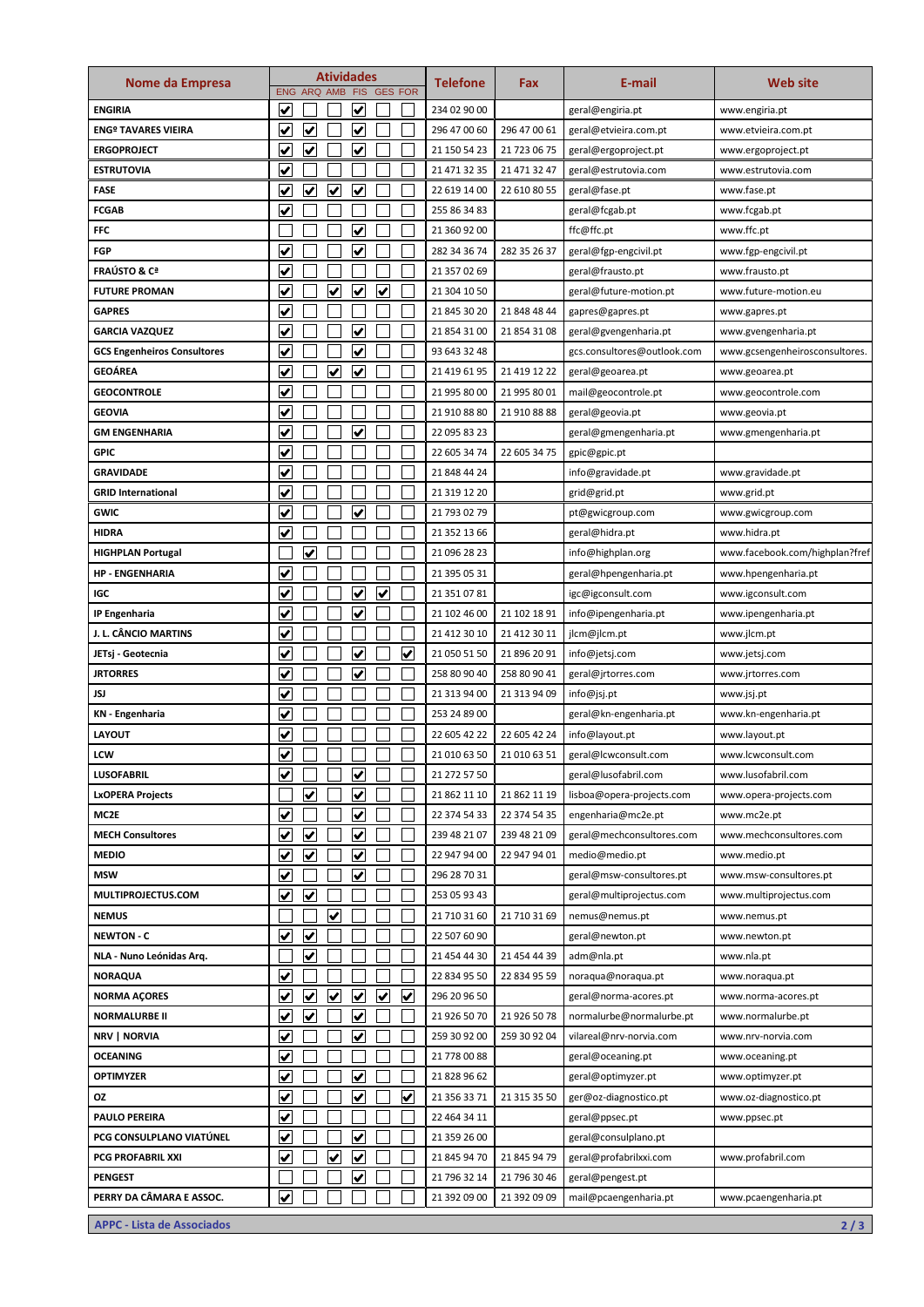| Nome da Empresa | Atividades | | | | | | Telefone | Fax | E-mail | Web site |
|---|---|---|---|---|---|---|---|---|---|---|
| | ENG | ARQ | AMB | FIS | GES | FOR | | | | |
| **ENGIRIA** | ✔ | | | ✔ | | | 234 02 90 00 | | geral@engiria.pt | www.engiria.pt |
| **ENGº TAVARES VIEIRA** | ✔ | ✔ | | ✔ | | | 296 47 00 60 | 296 47 00 61 | geral@etvieira.com.pt | www.etvieira.com.pt |
| **ERGOPROJECT** | ✔ | ✔ | | ✔ | | | 21 150 54 23 | 21 723 06 75 | geral@ergoproject.pt | www.ergoproject.pt |
| **ESTRUTOVIA** | ✔ | | | | | | 21 471 32 35 | 21 471 32 47 | geral@estrutovia.com | www.estrutovia.com |
| **FASE** | ✔ | ✔ | ✔ | ✔ | | | 22 619 14 00 | 22 610 80 55 | geral@fase.pt | www.fase.pt |
| **FCGAB** | ✔ | | | | | | 255 86 34 83 | | geral@fcgab.pt | www.fcgab.pt |
| **FFC** | | | | ✔ | | | 21 360 92 00 | | ffc@ffc.pt | www.ffc.pt |
| **FGP** | ✔ | | | ✔ | | | 282 34 36 74 | 282 35 26 37 | geral@fgp-engcivil.pt | www.fgp-engcivil.pt |
| **FRAÚSTO & Cª** | ✔ | | | | | | 21 357 02 69 | | geral@frausto.pt | www.frausto.pt |
| **FUTURE PROMAN** | ✔ | | ✔ | ✔ | ✔ | | 21 304 10 50 | | geral@future-motion.pt | www.future-motion.eu |
| **GAPRES** | ✔ | | | | | | 21 845 30 20 | 21 848 48 44 | gapres@gapres.pt | www.gapres.pt |
| **GARCIA VAZQUEZ** | ✔ | | | ✔ | | | 21 854 31 00 | 21 854 31 08 | geral@gvengenharia.pt | www.gvengenharia.pt |
| **GCS Engenheiros Consultores** | ✔ | | | ✔ | | | 93 643 32 48 | | gcs.consultores@outlook.com | www.gcsengenheirosconsultores. |
| **GEOÁREA** | ✔ | | ✔ | ✔ | | | 21 419 61 95 | 21 419 12 22 | geral@geoarea.pt | www.geoarea.pt |
| **GEOCONTROLE** | ✔ | | | | | | 21 995 80 00 | 21 995 80 01 | mail@geocontrole.pt | www.geocontrole.com |
| **GEOVIA** | ✔ | | | | | | 21 910 88 80 | 21 910 88 88 | geral@geovia.pt | www.geovia.pt |
| **GM ENGENHARIA** | ✔ | | | ✔ | | | 22 095 83 23 | | geral@gmengenharia.pt | www.gmengenharia.pt |
| **GPIC** | ✔ | | | | | | 22 605 34 74 | 22 605 34 75 | gpic@gpic.pt | |
| **GRAVIDADE** | ✔ | | | | | | 21 848 44 24 | | info@gravidade.pt | www.gravidade.pt |
| **GRID International** | ✔ | | | | | | 21 319 12 20 | | grid@grid.pt | www.grid.pt |
| **GWIC** | ✔ | | | ✔ | | | 21 793 02 79 | | pt@gwicgroup.com | www.gwicgroup.com |
| **HIDRA** | ✔ | | | | | | 21 352 13 66 | | geral@hidra.pt | www.hidra.pt |
| **HIGHPLAN Portugal** | | ✔ | | | | | 21 096 28 23 | | info@highplan.org | www.facebook.com/highplan?fref |
| **HP - ENGENHARIA** | ✔ | | | | | | 21 395 05 31 | | geral@hpengenharia.pt | www.hpengenharia.pt |
| **IGC** | ✔ | | | ✔ | ✔ | | 21 351 07 81 | | igc@igconsult.com | www.igconsult.com |
| **IP Engenharia** | ✔ | | | ✔ | | | 21 102 46 00 | 21 102 18 91 | info@ipengenharia.pt | www.ipengenharia.pt |
| **J. L. CÂNCIO MARTINS** | ✔ | | | | | | 21 412 30 10 | 21 412 30 11 | jlcm@jlcm.pt | www.jlcm.pt |
| **JETsj - Geotecnia** | ✔ | | | ✔ | | ✔ | 21 050 51 50 | 21 896 20 91 | info@jetsj.com | www.jetsj.com |
| **JRTORRES** | ✔ | | | ✔ | | | 258 80 90 40 | 258 80 90 41 | geral@jrtorres.com | www.jrtorres.com |
| **JSJ** | ✔ | | | | | | 21 313 94 00 | 21 313 94 09 | info@jsj.pt | www.jsj.pt |
| **KN - Engenharia** | ✔ | | | | | | 253 24 89 00 | | geral@kn-engenharia.pt | www.kn-engenharia.pt |
| **LAYOUT** | ✔ | | | | | | 22 605 42 22 | 22 605 42 24 | info@layout.pt | www.layout.pt |
| **LCW** | ✔ | | | | | | 21 010 63 50 | 21 010 63 51 | geral@lcwconsult.com | www.lcwconsult.com |
| **LUSOFABRIL** | ✔ | | | ✔ | | | 21 272 57 50 | | geral@lusofabril.com | www.lusofabril.com |
| **LxOPERA Projects** | | ✔ | | ✔ | | | 21 862 11 10 | 21 862 11 19 | lisboa@opera-projects.com | www.opera-projects.com |
| **MC2E** | ✔ | | | ✔ | | | 22 374 54 33 | 22 374 54 35 | engenharia@mc2e.pt | www.mc2e.pt |
| **MECH Consultores** | ✔ | ✔ | | ✔ | | | 239 48 21 07 | 239 48 21 09 | geral@mechconsultores.com | www.mechconsultores.com |
| **MEDIO** | ✔ | ✔ | | ✔ | | | 22 947 94 00 | 22 947 94 01 | medio@medio.pt | www.medio.pt |
| **MSW** | ✔ | | | ✔ | | | 296 28 70 31 | | geral@msw-consultores.pt | www.msw-consultores.pt |
| **MULTIPROJECTUS.COM** | ✔ | ✔ | | | | | 253 05 93 43 | | geral@multiprojectus.com | www.multiprojectus.com |
| **NEMUS** | | | ✔ | | | | 21 710 31 60 | 21 710 31 69 | nemus@nemus.pt | www.nemus.pt |
| **NEWTON - C** | ✔ | ✔ | | | | | 22 507 60 90 | | geral@newton.pt | www.newton.pt |
| **NLA - Nuno Leónidas Arq.** | | ✔ | | | | | 21 454 44 30 | 21 454 44 39 | adm@nla.pt | www.nla.pt |
| **NORAQUA** | ✔ | | | | | | 22 834 95 50 | 22 834 95 59 | noraqua@noraqua.pt | www.noraqua.pt |
| **NORMA AÇORES** | ✔ | ✔ | ✔ | ✔ | ✔ | ✔ | 296 20 96 50 | | geral@norma-acores.pt | www.norma-acores.pt |
| **NORMALURBE II** | ✔ | ✔ | | ✔ | | | 21 926 50 70 | 21 926 50 78 | normalurbe@normalurbe.pt | www.normalurbe.pt |
| **NRV \| NORVIA** | ✔ | | | ✔ | | | 259 30 92 00 | 259 30 92 04 | vilareal@nrv-norvia.com | www.nrv-norvia.com |
| **OCEANING** | ✔ | | | | | | 21 778 00 88 | | geral@oceaning.pt | www.oceaning.pt |
| **OPTIMYZER** | ✔ | | | ✔ | | | 21 828 96 62 | | geral@optimyzer.pt | www.optimyzer.pt |
| **OZ** | ✔ | | | ✔ | | ✔ | 21 356 33 71 | 21 315 35 50 | ger@oz-diagnostico.pt | www.oz-diagnostico.pt |
| **PAULO PEREIRA** | ✔ | | | | | | 22 464 34 11 | | geral@ppsec.pt | www.ppsec.pt |
| **PCG CONSULPLANO VIATÚNEL** | ✔ | | | ✔ | | | 21 359 26 00 | | geral@consulplano.pt | |
| **PCG PROFABRIL XXI** | ✔ | | ✔ | ✔ | | | 21 845 94 70 | 21 845 94 79 | geral@profabrilxxi.com | www.profabril.com |
| **PENGEST** | | | | ✔ | | | 21 796 32 14 | 21 796 30 46 | geral@pengest.pt | |
| **PERRY DA CÂMARA E ASSOC.** | ✔ | | | | | | 21 392 09 00 | 21 392 09 09 | mail@pcaengenharia.pt | www.pcaengenharia.pt |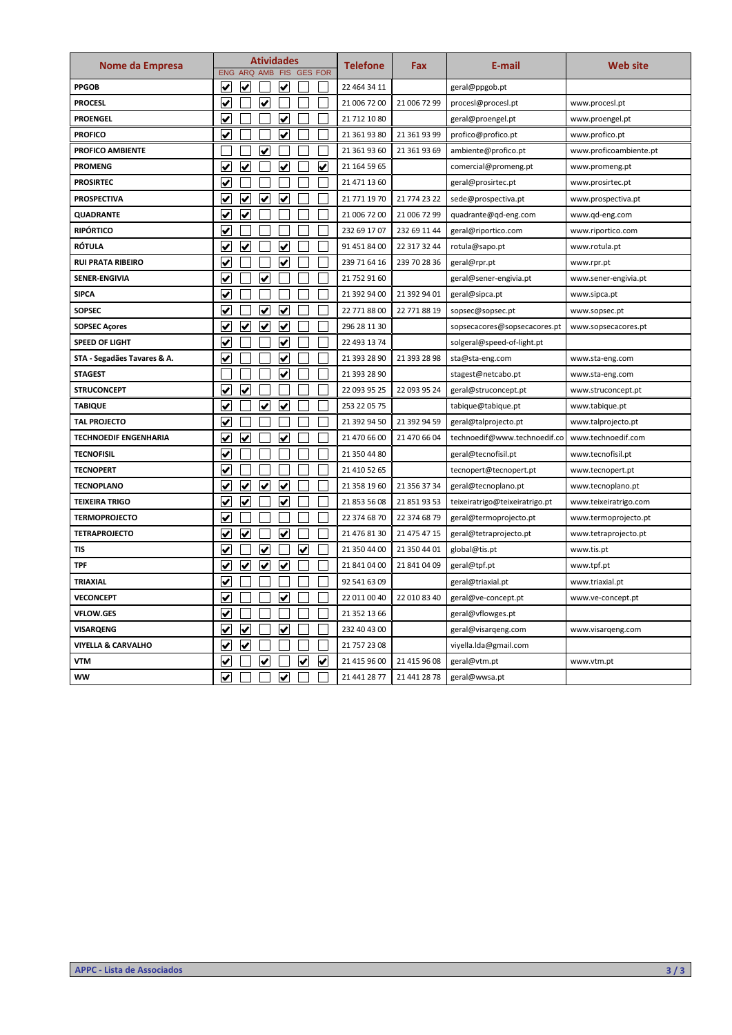| Nome da Empresa | Atividades | | | | | | Telefone | Fax | E-mail | Web site |
|---|---|---|---|---|---|---|---|---|---|---|
| | ENG | ARQ | AMB | FIS | GES | FOR | | | | |
| PPGOB | ✔ | ✔ | | ✔ | | | 22 464 34 11 | | geral@ppgob.pt | |
| PROCESL | ✔ | | ✔ | | | | 21 006 72 00 | 21 006 72 99 | procesl@procesl.pt | www.procesl.pt |
| PROENGEL | ✔ | | | ✔ | | | 21 712 10 80 | | geral@proengel.pt | www.proengel.pt |
| PROFICO | ✔ | | | ✔ | | | 21 361 93 80 | 21 361 93 99 | profico@profico.pt | www.profico.pt |
| PROFICO AMBIENTE | | | ✔ | | | | 21 361 93 60 | 21 361 93 69 | ambiente@profico.pt | www.proficoambiente.pt |
| PROMENG | ✔ | ✔ | | ✔ | | ✔ | 21 164 59 65 | | comercial@promeng.pt | www.promeng.pt |
| PROSIRTEC | ✔ | | | | | | 21 471 13 60 | | geral@prosirtec.pt | www.prosirtec.pt |
| PROSPECTIVA | ✔ | ✔ | ✔ | ✔ | | | 21 771 19 70 | 21 774 23 22 | sede@prospectiva.pt | www.prospectiva.pt |
| QUADRANTE | ✔ | ✔ | | | | | 21 006 72 00 | 21 006 72 99 | quadrante@qd-eng.com | www.qd-eng.com |
| RIPÓRTICO | ✔ | | | | | | 232 69 17 07 | 232 69 11 44 | geral@riportico.com | www.riportico.com |
| RÓTULA | ✔ | ✔ | | ✔ | | | 91 451 84 00 | 22 317 32 44 | rotula@sapo.pt | www.rotula.pt |
| RUI PRATA RIBEIRO | ✔ | | | ✔ | | | 239 71 64 16 | 239 70 28 36 | geral@rpr.pt | www.rpr.pt |
| SENER-ENGIVIA | ✔ | | ✔ | | | | 21 752 91 60 | | geral@sener-engivia.pt | www.sener-engivia.pt |
| SIPCA | ✔ | | | | | | 21 392 94 00 | 21 392 94 01 | geral@sipca.pt | www.sipca.pt |
| SOPSEC | ✔ | | ✔ | ✔ | | | 22 771 88 00 | 22 771 88 19 | sopsec@sopsec.pt | www.sopsec.pt |
| SOPSEC Açores | ✔ | ✔ | ✔ | ✔ | | | 296 28 11 30 | | sopsecacores@sopsecacores.pt | www.sopsecacores.pt |
| SPEED OF LIGHT | ✔ | | | ✔ | | | 22 493 13 74 | | solgeral@speed-of-light.pt | |
| STA - Segadães Tavares & A. | ✔ | | | ✔ | | | 21 393 28 90 | 21 393 28 98 | sta@sta-eng.com | www.sta-eng.com |
| STAGEST | | | | ✔ | | | 21 393 28 90 | | stagest@netcabo.pt | www.sta-eng.com |
| STRUCONCEPT | ✔ | ✔ | | | | | 22 093 95 25 | 22 093 95 24 | geral@struconcept.pt | www.struconcept.pt |
| TABIQUE | ✔ | | ✔ | ✔ | | | 253 22 05 75 | | tabique@tabique.pt | www.tabique.pt |
| TAL PROJECTO | ✔ | | | | | | 21 392 94 50 | 21 392 94 59 | geral@talprojecto.pt | www.talprojecto.pt |
| TECHNOEDIF ENGENHARIA | ✔ | ✔ | | ✔ | | | 21 470 66 00 | 21 470 66 04 | technoedif@www.technoedif.co | www.technoedif.com |
| TECNOFISIL | ✔ | | | | | | 21 350 44 80 | | geral@tecnofisil.pt | www.tecnofisil.pt |
| TECNOPERT | ✔ | | | | | | 21 410 52 65 | | tecnopert@tecnopert.pt | www.tecnopert.pt |
| TECNOPLANO | ✔ | ✔ | ✔ | ✔ | | | 21 358 19 60 | 21 356 37 34 | geral@tecnoplano.pt | www.tecnoplano.pt |
| TEIXEIRA TRIGO | ✔ | ✔ | | ✔ | | | 21 853 56 08 | 21 851 93 53 | teixeiratrigo@teixeiratrigo.pt | www.teixeiratrigo.com |
| TERMOPROJECTO | ✔ | | | | | | 22 374 68 70 | 22 374 68 79 | geral@termoprojecto.pt | www.termoprojecto.pt |
| TETRAPROJECTO | ✔ | ✔ | | ✔ | | | 21 476 81 30 | 21 475 47 15 | geral@tetraprojecto.pt | www.tetraprojecto.pt |
| TIS | ✔ | | ✔ | | ✔ | | 21 350 44 00 | 21 350 44 01 | global@tis.pt | www.tis.pt |
| TPF | ✔ | ✔ | ✔ | ✔ | | | 21 841 04 00 | 21 841 04 09 | geral@tpf.pt | www.tpf.pt |
| TRIAXIAL | ✔ | | | | | | 92 541 63 09 | | geral@triaxial.pt | www.triaxial.pt |
| VECONCEPT | ✔ | | | ✔ | | | 22 011 00 40 | 22 010 83 40 | geral@ve-concept.pt | www.ve-concept.pt |
| VFLOW.GES | ✔ | | | | | | 21 352 13 66 | | geral@vflowges.pt | |
| VISARQENG | ✔ | ✔ | | ✔ | | | 232 40 43 00 | | geral@visarqeng.com | www.visarqeng.com |
| VIYELLA & CARVALHO | ✔ | ✔ | | | | | 21 757 23 08 | | viyella.lda@gmail.com | |
| VTM | ✔ | | ✔ | | ✔ | ✔ | 21 415 96 00 | 21 415 96 08 | geral@vtm.pt | www.vtm.pt |
| WW | ✔ | | | ✔ | | | 21 441 28 77 | 21 441 28 78 | geral@wwsa.pt | |